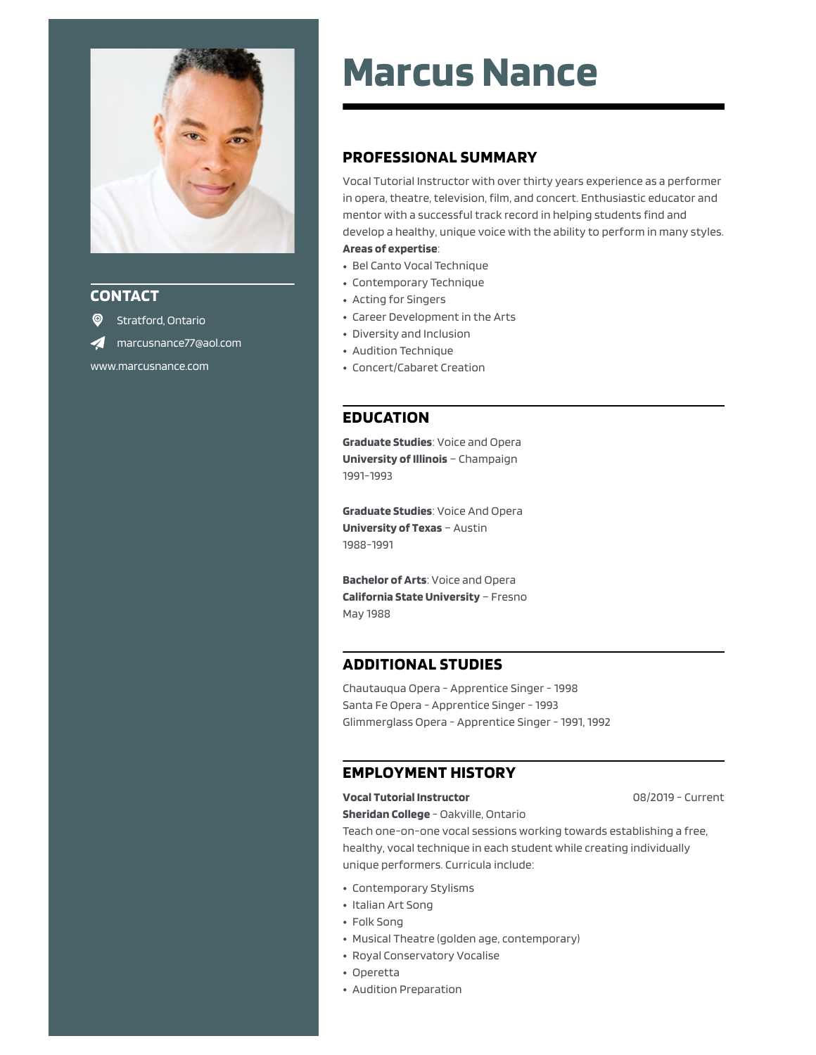# Marcus Nance

## CONTACT

Stratford, Ontario

marcusnance77@aol.com

www.marcusnance.com

## PROFESSIONAL SUMMARY

Vocal Tutorial Instructor with over thirty years experience as a performer in opera, theatre, television, film, and concert. Enthusiastic educator and mentor with a successful track record in helping students find and develop a healthy, unique voice with the ability to perform in many styles.

**Areas of expertise**:

- Bel Canto Vocal Technique
- Contemporary Technique
- Acting for Singers
- Career Development in the Arts
- Diversity and Inclusion
- Audition Technique
- Concert/Cabaret Creation

## EDUCATION

**Graduate Studies**: Voice and Opera
**University of Illinois** – Champaign
1991-1993

**Graduate Studies**: Voice And Opera
**University of Texas** – Austin
1988-1991

**Bachelor of Arts**: Voice and Opera
**California State University** – Fresno
May 1988

## ADDITIONAL STUDIES

Chautauqua Opera - Apprentice Singer - 1998
Santa Fe Opera - Apprentice Singer - 1993
Glimmerglass Opera - Apprentice Singer - 1991, 1992

## EMPLOYMENT HISTORY

**Vocal Tutorial Instructor** 08/2019 - Current
**Sheridan College** - Oakville, Ontario
Teach one-on-one vocal sessions working towards establishing a free, healthy, vocal technique in each student while creating individually unique performers. Curricula include:

- Contemporary Stylisms
- Italian Art Song
- Folk Song
- Musical Theatre (golden age, contemporary)
- Royal Conservatory Vocalise
- Operetta
- Audition Preparation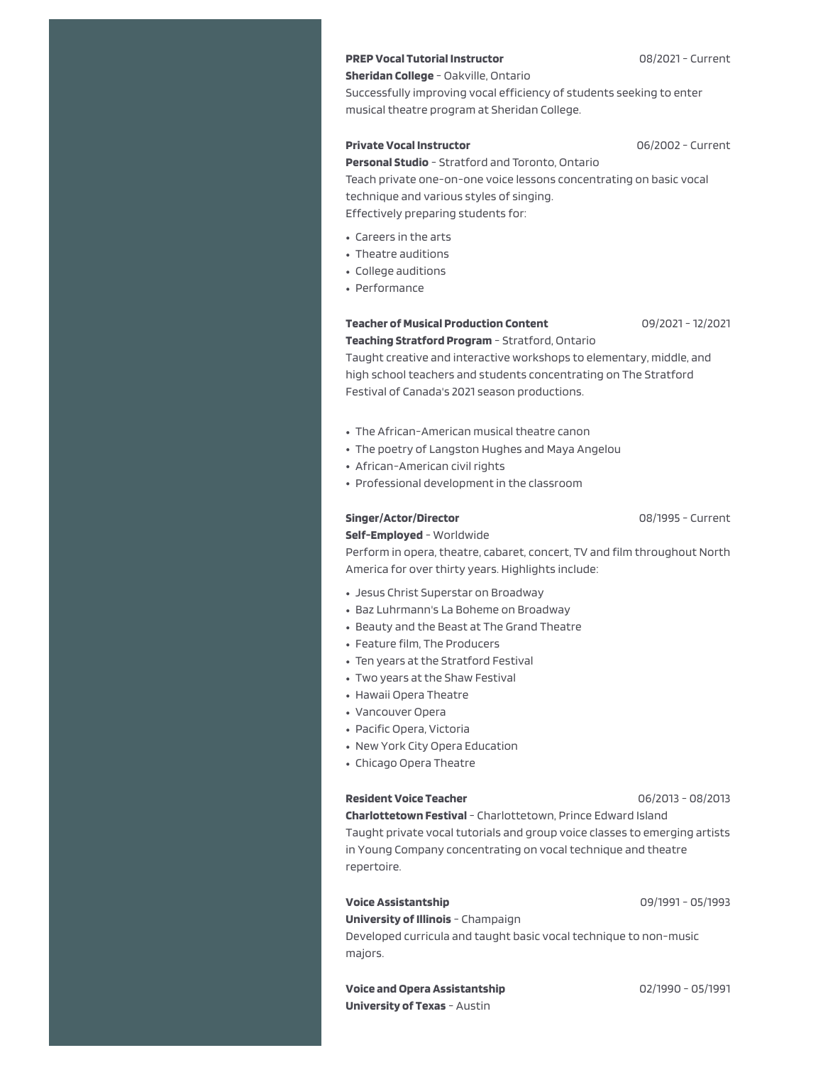**PREP Vocal Tutorial Instructor** 08/2021 - Current
**Sheridan College** - Oakville, Ontario
Successfully improving vocal efficiency of students seeking to enter musical theatre program at Sheridan College.

**Private Vocal Instructor** 06/2002 - Current
**Personal Studio** - Stratford and Toronto, Ontario
Teach private one-on-one voice lessons concentrating on basic vocal technique and various styles of singing.
Effectively preparing students for:

- Careers in the arts
- Theatre auditions
- College auditions
- Performance

**Teacher of Musical Production Content** 09/2021 - 12/2021
**Teaching Stratford Program** - Stratford, Ontario
Taught creative and interactive workshops to elementary, middle, and high school teachers and students concentrating on The Stratford Festival of Canada's 2021 season productions.

- The African-American musical theatre canon
- The poetry of Langston Hughes and Maya Angelou
- African-American civil rights
- Professional development in the classroom

**Singer/Actor/Director** 08/1995 - Current
**Self-Employed** - Worldwide
Perform in opera, theatre, cabaret, concert, TV and film throughout North America for over thirty years. Highlights include:

- Jesus Christ Superstar on Broadway
- Baz Luhrmann's La Boheme on Broadway
- Beauty and the Beast at The Grand Theatre
- Feature film, The Producers
- Ten years at the Stratford Festival
- Two years at the Shaw Festival
- Hawaii Opera Theatre
- Vancouver Opera
- Pacific Opera, Victoria
- New York City Opera Education
- Chicago Opera Theatre

**Resident Voice Teacher** 06/2013 - 08/2013
**Charlottetown Festival** - Charlottetown, Prince Edward Island
Taught private vocal tutorials and group voice classes to emerging artists in Young Company concentrating on vocal technique and theatre repertoire.

**Voice Assistantship** 09/1991 - 05/1993
**University of Illinois** - Champaign
Developed curricula and taught basic vocal technique to non-music majors.

**Voice and Opera Assistantship** 02/1990 - 05/1991
**University of Texas** - Austin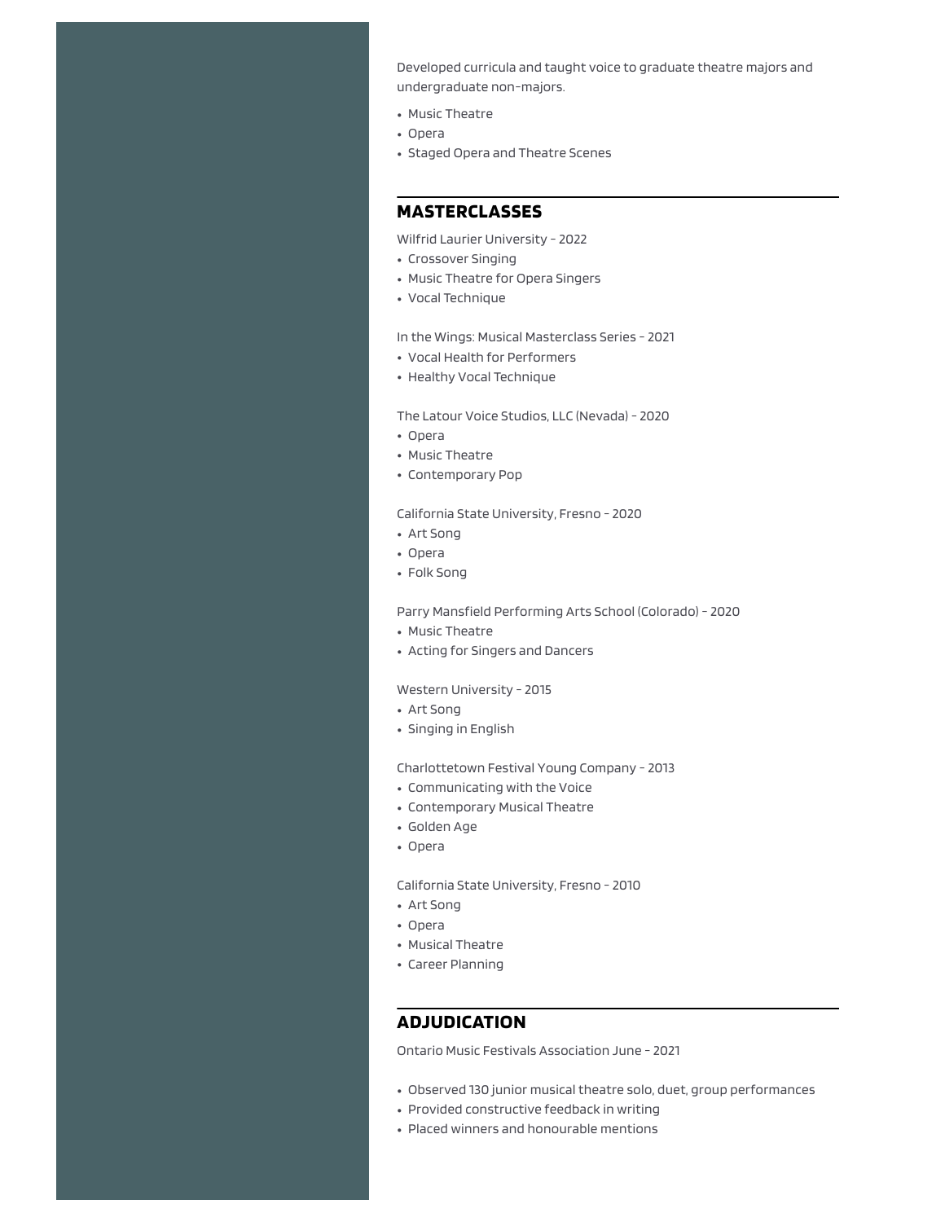Developed curricula and taught voice to graduate theatre majors and undergraduate non-majors.

- Music Theatre
- Opera
- Staged Opera and Theatre Scenes

## MASTERCLASSES

Wilfrid Laurier University - 2022

- Crossover Singing
- Music Theatre for Opera Singers
- Vocal Technique

In the Wings: Musical Masterclass Series - 2021

- Vocal Health for Performers
- Healthy Vocal Technique

The Latour Voice Studios, LLC (Nevada) - 2020

- Opera
- Music Theatre
- Contemporary Pop

California State University, Fresno - 2020

- Art Song
- Opera
- Folk Song

Parry Mansfield Performing Arts School (Colorado) - 2020

- Music Theatre
- Acting for Singers and Dancers

Western University - 2015

- Art Song
- Singing in English

Charlottetown Festival Young Company - 2013

- Communicating with the Voice
- Contemporary Musical Theatre
- Golden Age
- Opera

California State University, Fresno - 2010

- Art Song
- Opera
- Musical Theatre
- Career Planning

## ADJUDICATION

Ontario Music Festivals Association June - 2021

- Observed 130 junior musical theatre solo, duet, group performances
- Provided constructive feedback in writing
- Placed winners and honourable mentions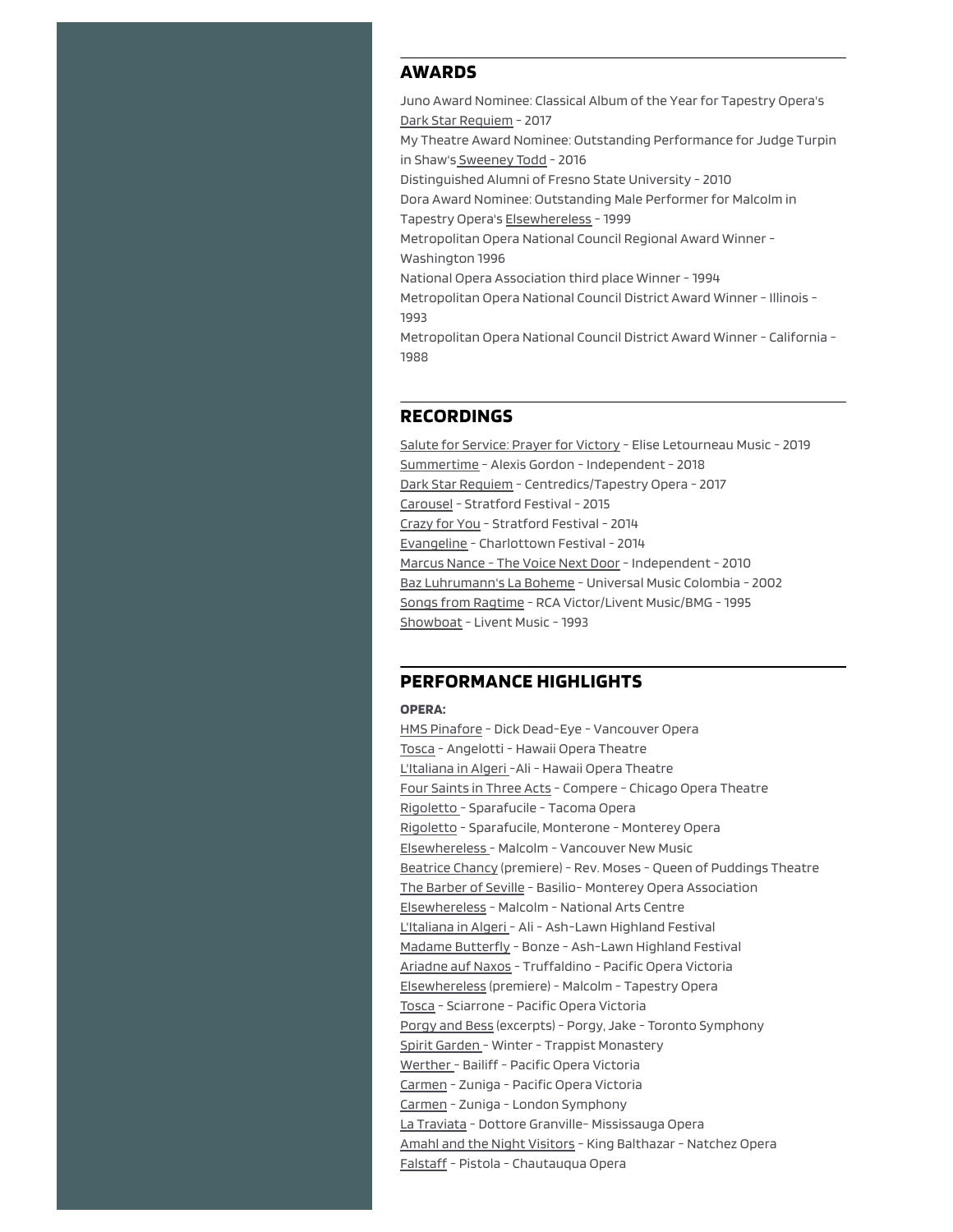## AWARDS

Juno Award Nominee: Classical Album of the Year for Tapestry Opera's Dark Star Requiem - 2017
My Theatre Award Nominee: Outstanding Performance for Judge Turpin in Shaw's Sweeney Todd - 2016
Distinguished Alumni of Fresno State University - 2010
Dora Award Nominee: Outstanding Male Performer for Malcolm in Tapestry Opera's Elsewhereless - 1999
Metropolitan Opera National Council Regional Award Winner - Washington 1996
National Opera Association third place Winner - 1994
Metropolitan Opera National Council District Award Winner - Illinois - 1993
Metropolitan Opera National Council District Award Winner - California - 1988

## RECORDINGS

Salute for Service: Prayer for Victory - Elise Letourneau Music - 2019
Summertime - Alexis Gordon - Independent - 2018
Dark Star Requiem - Centredics/Tapestry Opera - 2017
Carousel - Stratford Festival - 2015
Crazy for You - Stratford Festival - 2014
Evangeline - Charlottown Festival - 2014
Marcus Nance - The Voice Next Door - Independent - 2010
Baz Luhrumann's La Boheme - Universal Music Colombia - 2002
Songs from Ragtime - RCA Victor/Livent Music/BMG - 1995
Showboat - Livent Music - 1993

## PERFORMANCE HIGHLIGHTS

**OPERA:**

HMS Pinafore - Dick Dead-Eye - Vancouver Opera
Tosca - Angelotti - Hawaii Opera Theatre
L'Italiana in Algeri -Ali - Hawaii Opera Theatre
Four Saints in Three Acts - Compere - Chicago Opera Theatre
Rigoletto - Sparafucile - Tacoma Opera
Rigoletto - Sparafucile, Monterone - Monterey Opera
Elsewhereless - Malcolm - Vancouver New Music
Beatrice Chancy (premiere) - Rev. Moses - Queen of Puddings Theatre
The Barber of Seville - Basilio- Monterey Opera Association
Elsewhereless - Malcolm - National Arts Centre
L'Italiana in Algeri - Ali - Ash-Lawn Highland Festival
Madame Butterfly - Bonze - Ash-Lawn Highland Festival
Ariadne auf Naxos - Truffaldino - Pacific Opera Victoria
Elsewhereless (premiere) - Malcolm - Tapestry Opera
Tosca - Sciarrone - Pacific Opera Victoria
Porgy and Bess (excerpts) - Porgy, Jake - Toronto Symphony
Spirit Garden - Winter - Trappist Monastery
Werther - Bailiff - Pacific Opera Victoria
Carmen - Zuniga - Pacific Opera Victoria
Carmen - Zuniga - London Symphony
La Traviata - Dottore Granville- Mississauga Opera
Amahl and the Night Visitors - King Balthazar - Natchez Opera
Falstaff - Pistola - Chautauqua Opera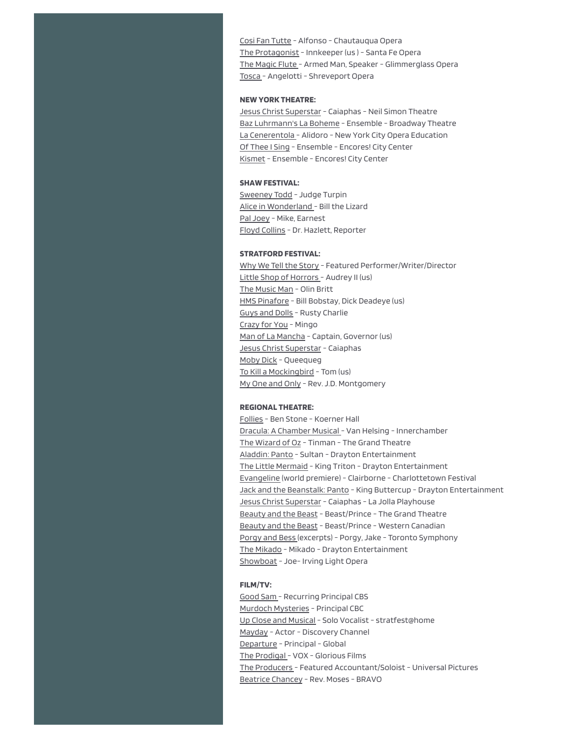Cosi Fan Tutte – Alfonso – Chautauqua Opera
The Protagonist – Innkeeper (us ) – Santa Fe Opera
The Magic Flute – Armed Man, Speaker – Glimmerglass Opera
Tosca – Angelotti – Shreveport Opera

**NEW YORK THEATRE:**

Jesus Christ Superstar – Caiaphas – Neil Simon Theatre
Baz Luhrmann's La Boheme – Ensemble – Broadway Theatre
La Cenerentola – Alidoro – New York City Opera Education
Of Thee I Sing – Ensemble – Encores! City Center
Kismet – Ensemble – Encores! City Center

**SHAW FESTIVAL:**

Sweeney Todd – Judge Turpin
Alice in Wonderland – Bill the Lizard
Pal Joey – Mike, Earnest
Floyd Collins – Dr. Hazlett, Reporter

**STRATFORD FESTIVAL:**

Why We Tell the Story – Featured Performer/Writer/Director
Little Shop of Horrors – Audrey II (us)
The Music Man – Olin Britt
HMS Pinafore – Bill Bobstay, Dick Deadeye (us)
Guys and Dolls – Rusty Charlie
Crazy for You – Mingo
Man of La Mancha – Captain, Governor (us)
Jesus Christ Superstar – Caiaphas
Moby Dick – Queequeg
To Kill a Mockingbird – Tom (us)
My One and Only – Rev. J.D. Montgomery

**REGIONAL THEATRE:**

Follies – Ben Stone – Koerner Hall
Dracula: A Chamber Musical – Van Helsing – Innerchamber
The Wizard of Oz – Tinman – The Grand Theatre
Aladdin: Panto – Sultan – Drayton Entertainment
The Little Mermaid – King Triton – Drayton Entertainment
Evangeline (world premiere) – Clairborne – Charlottetown Festival
Jack and the Beanstalk: Panto – King Buttercup – Drayton Entertainment
Jesus Christ Superstar – Caiaphas – La Jolla Playhouse
Beauty and the Beast – Beast/Prince – The Grand Theatre
Beauty and the Beast – Beast/Prince – Western Canadian
Porgy and Bess (excerpts) – Porgy, Jake – Toronto Symphony
The Mikado – Mikado – Drayton Entertainment
Showboat – Joe– Irving Light Opera

**FILM/TV:**

Good Sam – Recurring Principal CBS
Murdoch Mysteries – Principal CBC
Up Close and Musical – Solo Vocalist – stratfest@home
Mayday – Actor – Discovery Channel
Departure – Principal – Global
The Prodigal – VOX – Glorious Films
The Producers – Featured Accountant/Soloist – Universal Pictures
Beatrice Chancey – Rev. Moses – BRAVO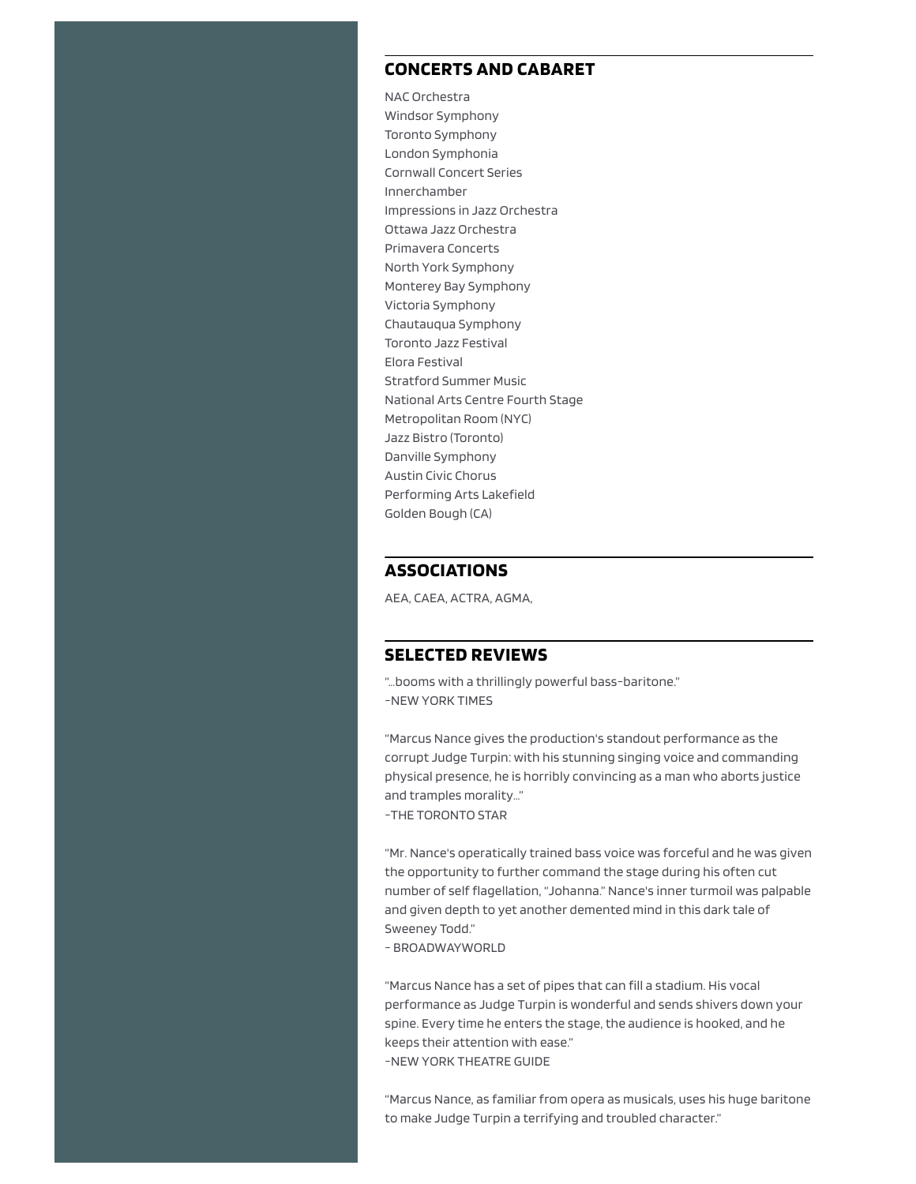## CONCERTS AND CABARET

NAC Orchestra
Windsor Symphony
Toronto Symphony
London Symphonia
Cornwall Concert Series
Innerchamber
Impressions in Jazz Orchestra
Ottawa Jazz Orchestra
Primavera Concerts
North York Symphony
Monterey Bay Symphony
Victoria Symphony
Chautauqua Symphony
Toronto Jazz Festival
Elora Festival
Stratford Summer Music
National Arts Centre Fourth Stage
Metropolitan Room (NYC)
Jazz Bistro (Toronto)
Danville Symphony
Austin Civic Chorus
Performing Arts Lakefield
Golden Bough (CA)

## ASSOCIATIONS

AEA, CAEA, ACTRA, AGMA,

## SELECTED REVIEWS

"...booms with a thrillingly powerful bass-baritone."
-NEW YORK TIMES

"Marcus Nance gives the production's standout performance as the corrupt Judge Turpin: with his stunning singing voice and commanding physical presence, he is horribly convincing as a man who aborts justice and tramples morality..."
-THE TORONTO STAR

"Mr. Nance's operatically trained bass voice was forceful and he was given the opportunity to further command the stage during his often cut number of self flagellation, "Johanna." Nance's inner turmoil was palpable and given depth to yet another demented mind in this dark tale of Sweeney Todd."
- BROADWAYWORLD

"Marcus Nance has a set of pipes that can fill a stadium. His vocal performance as Judge Turpin is wonderful and sends shivers down your spine. Every time he enters the stage, the audience is hooked, and he keeps their attention with ease."
-NEW YORK THEATRE GUIDE

"Marcus Nance, as familiar from opera as musicals, uses his huge baritone to make Judge Turpin a terrifying and troubled character."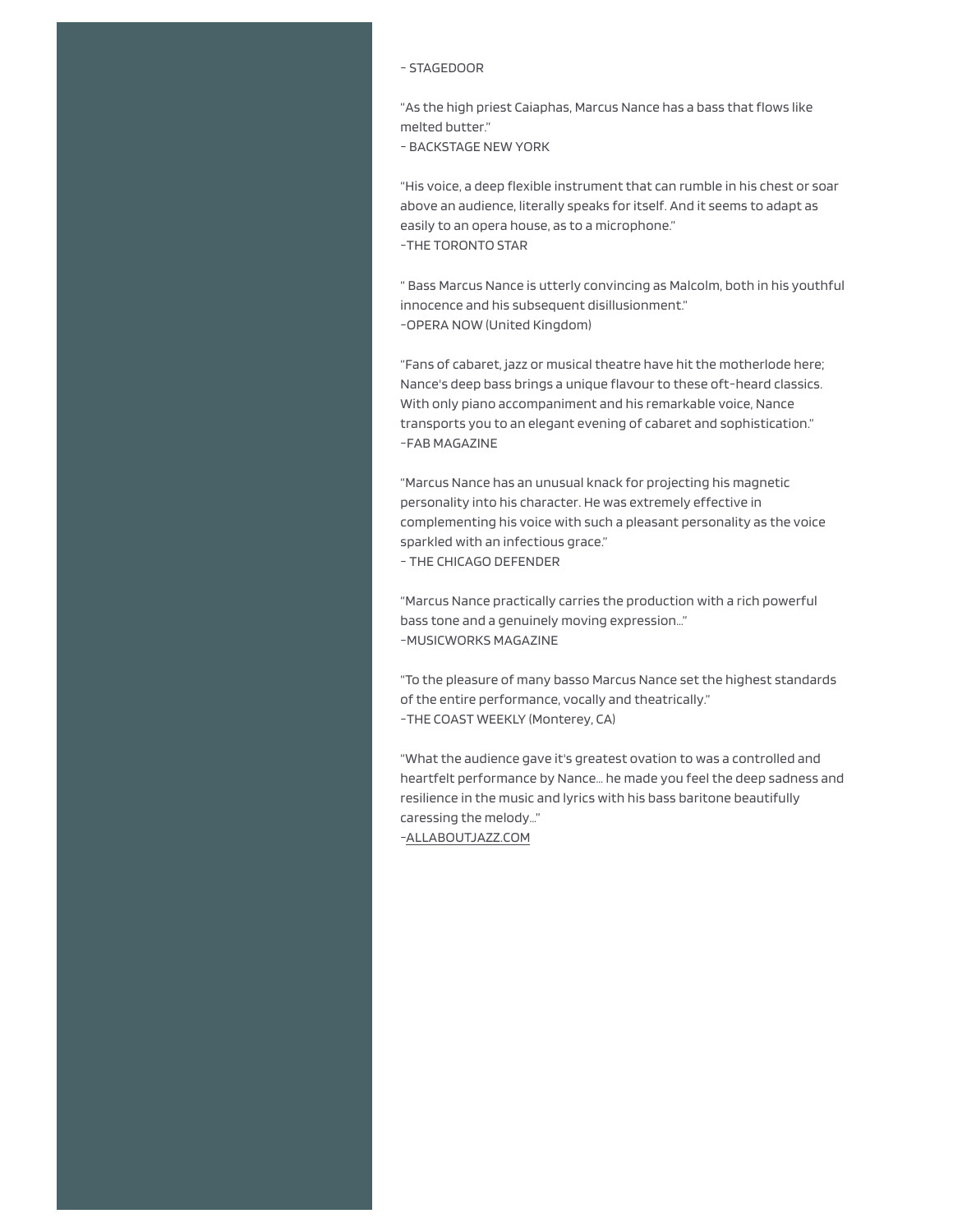- STAGEDOOR

"As the high priest Caiaphas, Marcus Nance has a bass that flows like melted butter."
- BACKSTAGE NEW YORK

"His voice, a deep flexible instrument that can rumble in his chest or soar above an audience, literally speaks for itself. And it seems to adapt as easily to an opera house, as to a microphone."
-THE TORONTO STAR

" Bass Marcus Nance is utterly convincing as Malcolm, both in his youthful innocence and his subsequent disillusionment."
-OPERA NOW (United Kingdom)

"Fans of cabaret, jazz or musical theatre have hit the motherlode here; Nance's deep bass brings a unique flavour to these oft-heard classics. With only piano accompaniment and his remarkable voice, Nance transports you to an elegant evening of cabaret and sophistication."
-FAB MAGAZINE

"Marcus Nance has an unusual knack for projecting his magnetic personality into his character. He was extremely effective in complementing his voice with such a pleasant personality as the voice sparkled with an infectious grace."
- THE CHICAGO DEFENDER

"Marcus Nance practically carries the production with a rich powerful bass tone and a genuinely moving expression..."
-MUSICWORKS MAGAZINE

"To the pleasure of many basso Marcus Nance set the highest standards of the entire performance, vocally and theatrically."
-THE COAST WEEKLY (Monterey, CA)

"What the audience gave it's greatest ovation to was a controlled and heartfelt performance by Nance... he made you feel the deep sadness and resilience in the music and lyrics with his bass baritone beautifully caressing the melody..."
-ALLABOUTJAZZ.COM